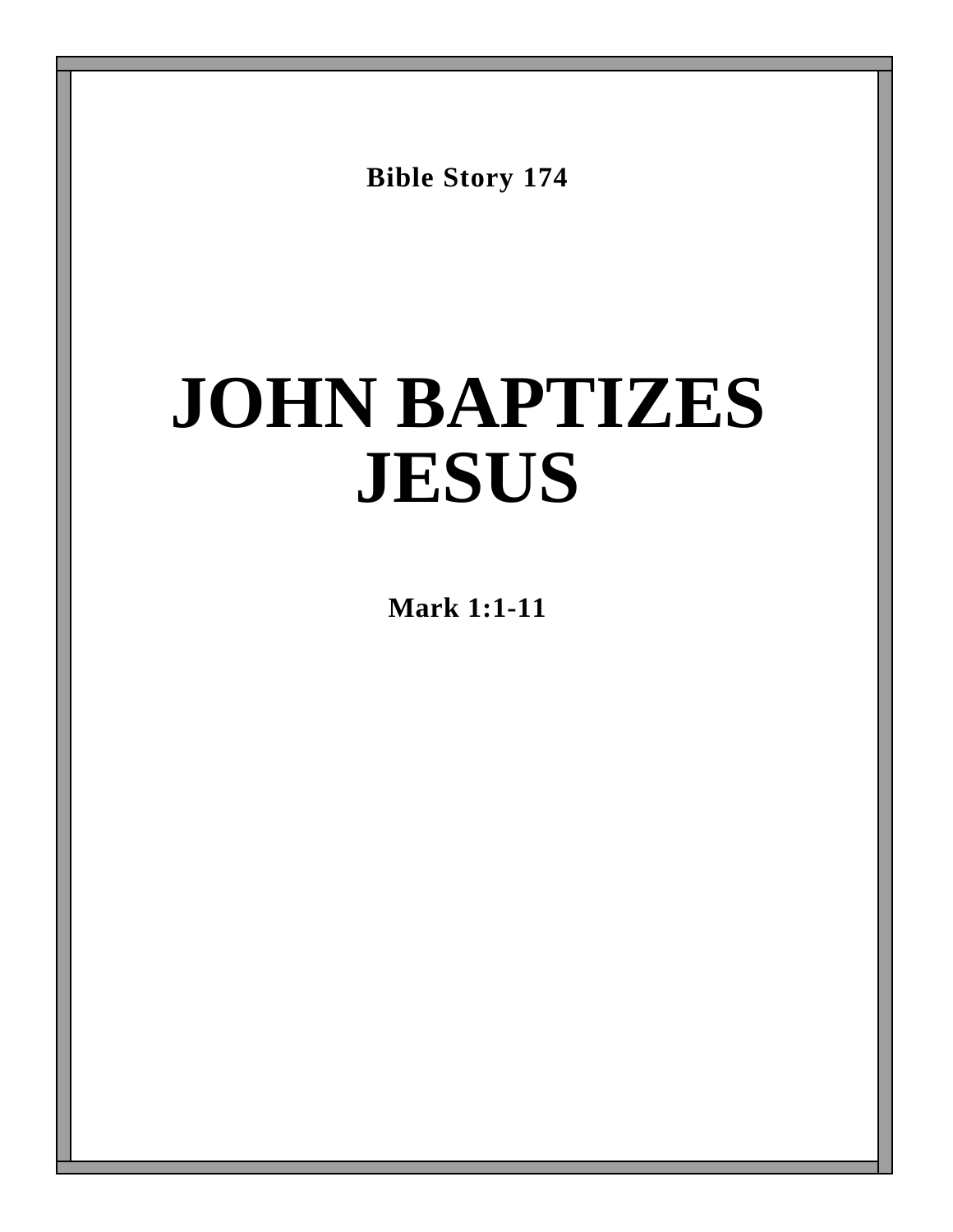**Bible Story 174**

# JOHN BAPTIZES JESUS

**Mark 1:1-11**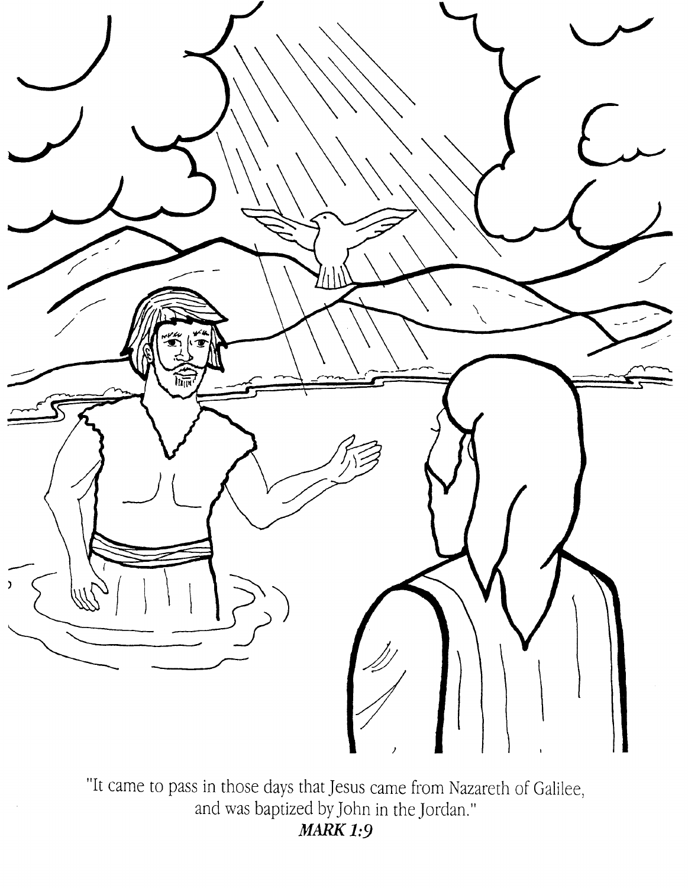"It came to pass in those days that Jesus came from Nazareth of Galilee, and was baptized by John in the Jordan."

***MARK 1:9***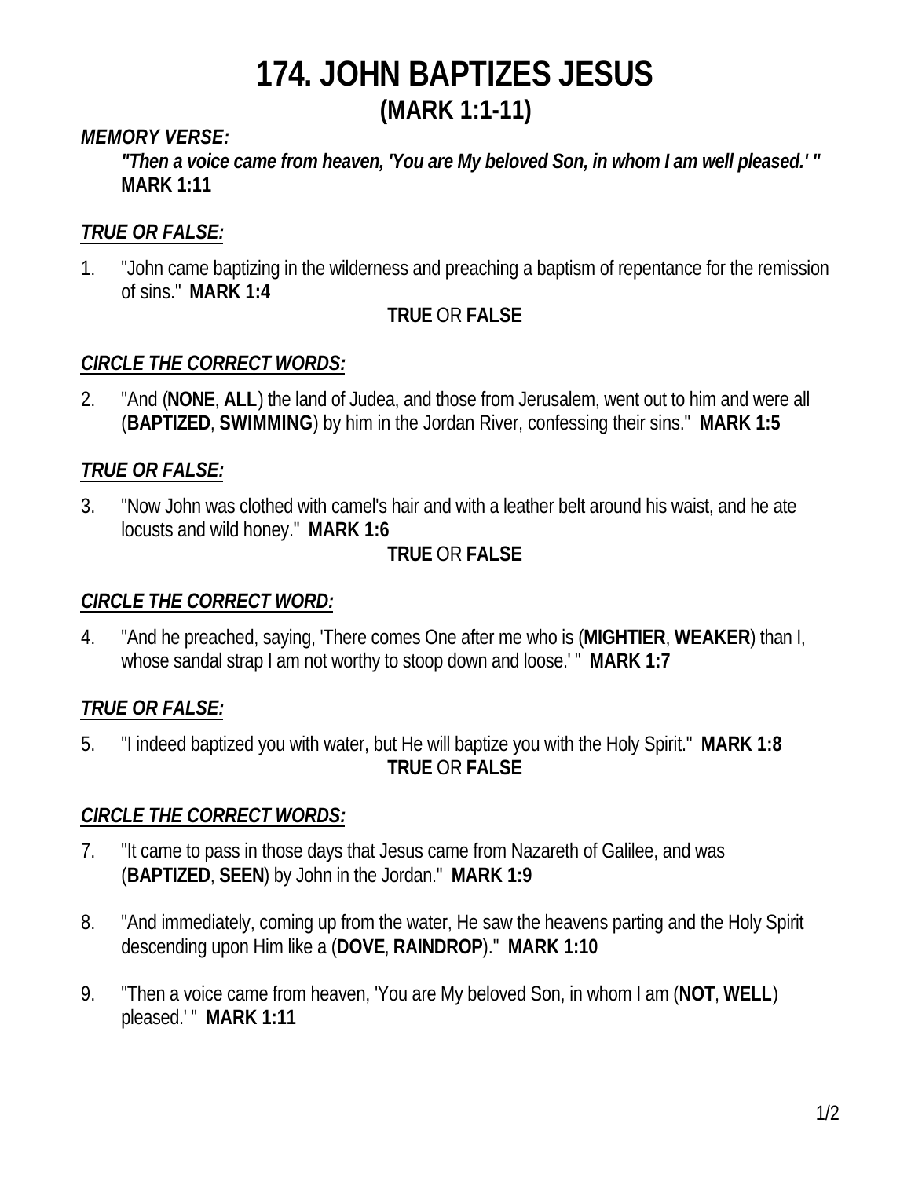# 174. JOHN BAPTIZES JESUS
## (MARK 1:1-11)

***MEMORY VERSE:***

> ***"Then a voice came from heaven, 'You are My beloved Son, in whom I am well pleased.' "***
> **MARK 1:11**

***TRUE OR FALSE:***

1. "John came baptizing in the wilderness and preaching a baptism of repentance for the remission of sins." **MARK 1:4**

   **TRUE** OR **FALSE**

***CIRCLE THE CORRECT WORDS:***

2. "And (**NONE**, **ALL**) the land of Judea, and those from Jerusalem, went out to him and were all (**BAPTIZED**, **SWIMMING**) by him in the Jordan River, confessing their sins." **MARK 1:5**

***TRUE OR FALSE:***

3. "Now John was clothed with camel's hair and with a leather belt around his waist, and he ate locusts and wild honey." **MARK 1:6**

   **TRUE** OR **FALSE**

***CIRCLE THE CORRECT WORD:***

4. "And he preached, saying, 'There comes One after me who is (**MIGHTIER**, **WEAKER**) than I, whose sandal strap I am not worthy to stoop down and loose.' " **MARK 1:7**

***TRUE OR FALSE:***

5. "I indeed baptized you with water, but He will baptize you with the Holy Spirit." **MARK 1:8**

   **TRUE** OR **FALSE**

***CIRCLE THE CORRECT WORDS:***

7. "It came to pass in those days that Jesus came from Nazareth of Galilee, and was (**BAPTIZED**, **SEEN**) by John in the Jordan." **MARK 1:9**

8. "And immediately, coming up from the water, He saw the heavens parting and the Holy Spirit descending upon Him like a (**DOVE**, **RAINDROP**)." **MARK 1:10**

9. "Then a voice came from heaven, 'You are My beloved Son, in whom I am (**NOT**, **WELL**) pleased.' " **MARK 1:11**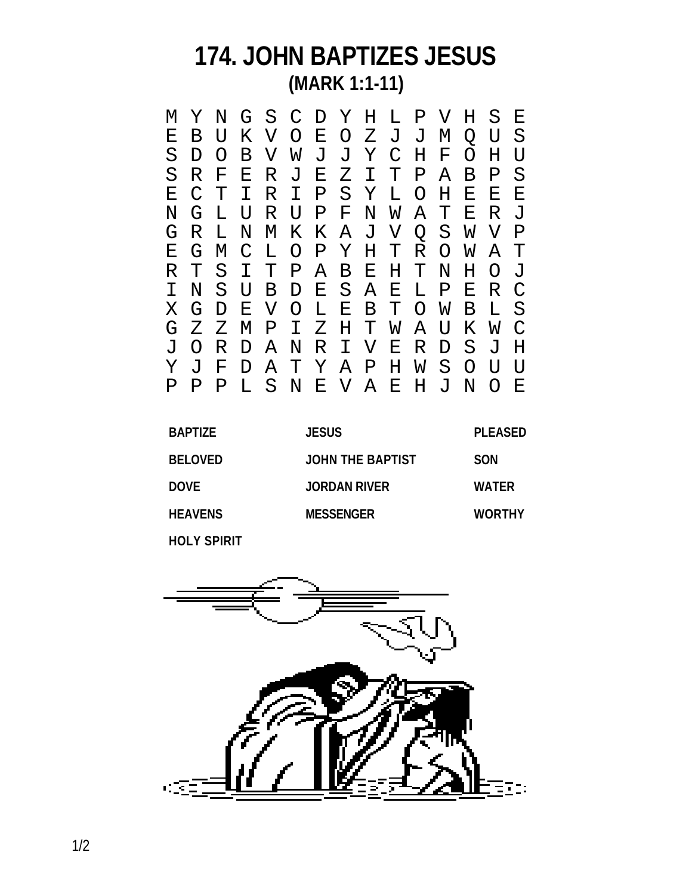# 174. JOHN BAPTIZES JESUS

## (MARK 1:1-11)

```
M Y N G S C D Y H L P V H S E
E B U K V O E O Z J J M Q U S
S D O B V W J J Y C H F O H U
S R F E R J E Z I T P A B P S
E C T I R I P S Y L O H E E E
N G L U R U P F N W A T E R J
G R L N M K K A J V Q S W V P
E G M C L O P Y H T R O W A T
R T S I T P A B E H T N H O J
I N S U B D E S A E L P E R C
X G D E V O L E B T O W B L S
G Z Z M P I Z H T W A U K W C
J O R D A N R I V E R D S J H
Y J F D A T Y A P H W S O U U
P P P L S N E V A E H J N O E
```

| | | |
|---|---|---|
| **BAPTIZE** | **JESUS** | **PLEASED** |
| **BELOVED** | **JOHN THE BAPTIST** | **SON** |
| **DOVE** | **JORDAN RIVER** | **WATER** |
| **HEAVENS** | **MESSENGER** | **WORTHY** |
| **HOLY SPIRIT** | | |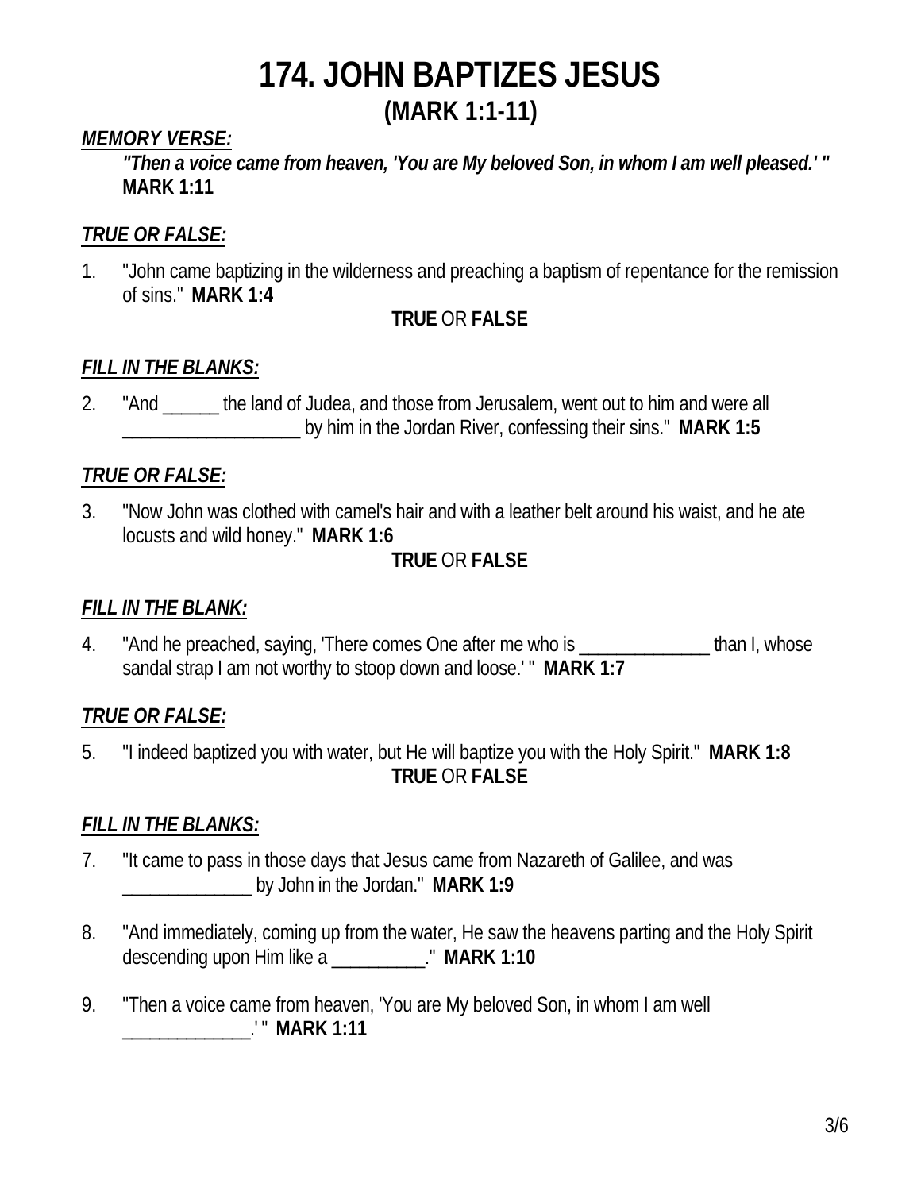# 174. JOHN BAPTIZES JESUS

## (MARK 1:1-11)

***MEMORY VERSE:***

> ***"Then a voice came from heaven, 'You are My beloved Son, in whom I am well pleased.' "***
> **MARK 1:11**

***TRUE OR FALSE:***

1. "John came baptizing in the wilderness and preaching a baptism of repentance for the remission of sins." **MARK 1:4**

   **TRUE** OR **FALSE**

***FILL IN THE BLANKS:***

2. "And ______ the land of Judea, and those from Jerusalem, went out to him and were all ___________________ by him in the Jordan River, confessing their sins." **MARK 1:5**

***TRUE OR FALSE:***

3. "Now John was clothed with camel's hair and with a leather belt around his waist, and he ate locusts and wild honey." **MARK 1:6**

   **TRUE** OR **FALSE**

***FILL IN THE BLANK:***

4. "And he preached, saying, 'There comes One after me who is ______________ than I, whose sandal strap I am not worthy to stoop down and loose.' " **MARK 1:7**

***TRUE OR FALSE:***

5. "I indeed baptized you with water, but He will baptize you with the Holy Spirit." **MARK 1:8**

   **TRUE** OR **FALSE**

***FILL IN THE BLANKS:***

7. "It came to pass in those days that Jesus came from Nazareth of Galilee, and was ______________ by John in the Jordan." **MARK 1:9**

8. "And immediately, coming up from the water, He saw the heavens parting and the Holy Spirit descending upon Him like a __________." **MARK 1:10**

9. "Then a voice came from heaven, 'You are My beloved Son, in whom I am well ______________.' " **MARK 1:11**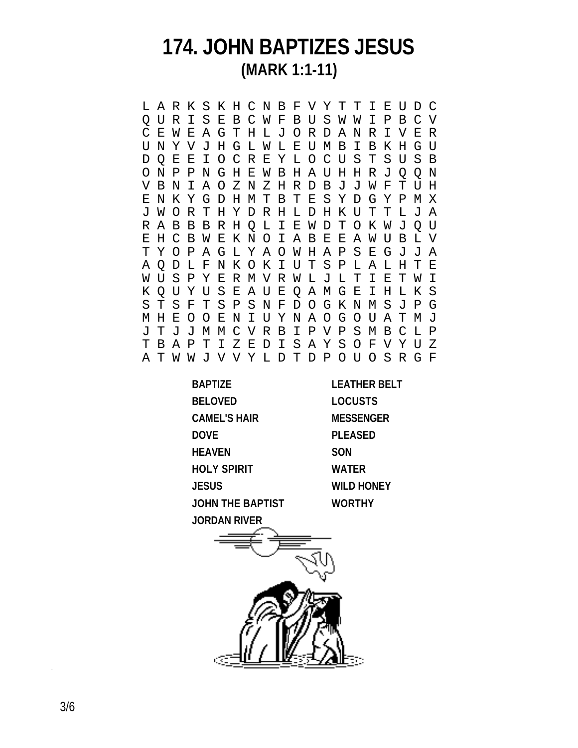# 174. JOHN BAPTIZES JESUS

## (MARK 1:1-11)

```
L A R K S K H C N B F V Y T T I E U D C
Q U R I S E B C W F B U S W W I P B C V
C E W E A G T H L J O R D A N R I V E R
U N Y V J H G L W L E U M B I B K H G U
D Q E E I O C R E Y L O C U S T S U S B
O N P P N G H E W B H A U H H R J Q Q N
V B N I A O Z N Z H R D B J J W F T U H
E N K Y G D H M T B T E S Y D G Y P M X
J W O R T H Y D R H L D H K U T T L J A
R A B B B R H Q L I E W D T O K W J Q U
E H C B W E K N O I A B E E A W U B L V
T Y O P A G L Y A O W H A P S E G J J A
A Q D L F N K O K I U T S P L A L H T E
W U S P Y E R M V R W L J L T I E T W I
K Q U Y U S E A U E Q A M G E I H L K S
S T S F T S P S N F D O G K N M S J P G
M H E O O E N I U Y N A O G O U A T M J
J T J J M M C V R B I P V P S M B C L P
T B A P T I Z E D I S A Y S O F V Y U Z
A T W W J V V Y L D T D P O U O S R G F
```

| | |
|---|---|
| **BAPTIZE** | **LEATHER BELT** |
| **BELOVED** | **LOCUSTS** |
| **CAMEL'S HAIR** | **MESSENGER** |
| **DOVE** | **PLEASED** |
| **HEAVEN** | **SON** |
| **HOLY SPIRIT** | **WATER** |
| **JESUS** | **WILD HONEY** |
| **JOHN THE BAPTIST** | **WORTHY** |
| **JORDAN RIVER** | |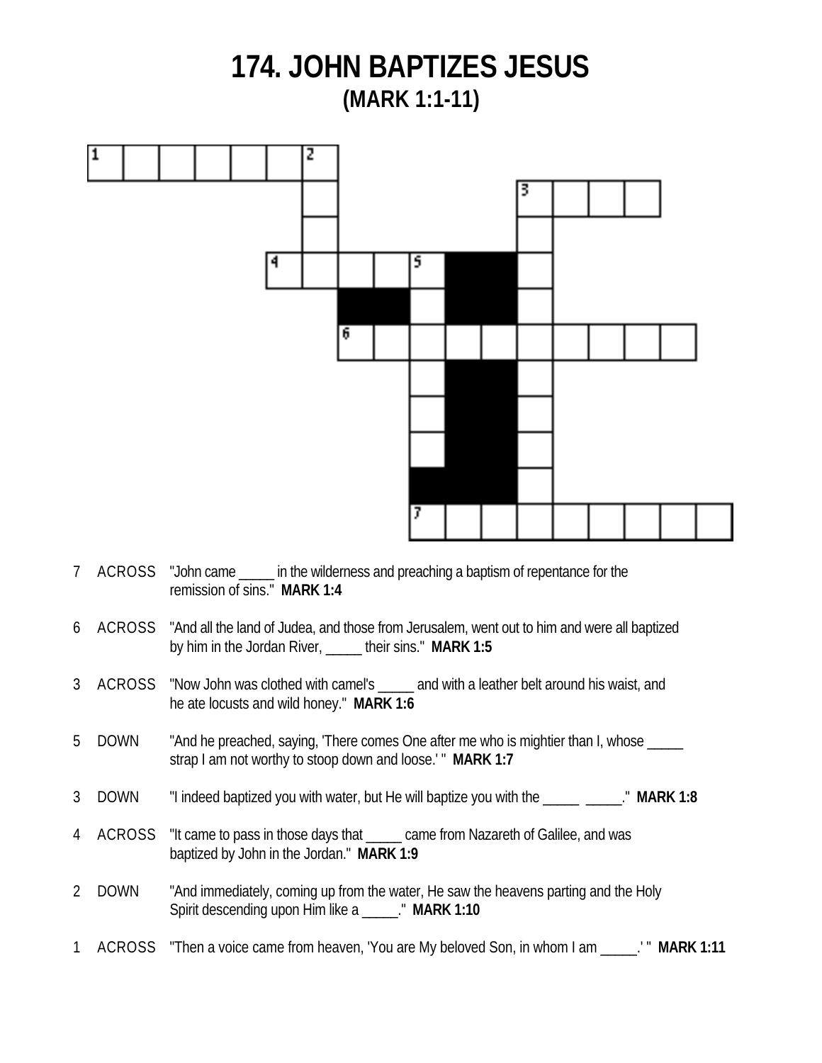# 174. JOHN BAPTIZES JESUS
## (MARK 1:1-11)

7 ACROSS "John came _____ in the wilderness and preaching a baptism of repentance for the remission of sins." **MARK 1:4**

6 ACROSS "And all the land of Judea, and those from Jerusalem, went out to him and were all baptized by him in the Jordan River, _____ their sins." **MARK 1:5**

3 ACROSS "Now John was clothed with camel's _____ and with a leather belt around his waist, and he ate locusts and wild honey." **MARK 1:6**

5 DOWN "And he preached, saying, 'There comes One after me who is mightier than I, whose _____ strap I am not worthy to stoop down and loose.' " **MARK 1:7**

3 DOWN "I indeed baptized you with water, but He will baptize you with the _____ _____." **MARK 1:8**

4 ACROSS "It came to pass in those days that _____ came from Nazareth of Galilee, and was baptized by John in the Jordan." **MARK 1:9**

2 DOWN "And immediately, coming up from the water, He saw the heavens parting and the Holy Spirit descending upon Him like a _____." **MARK 1:10**

1 ACROSS "Then a voice came from heaven, 'You are My beloved Son, in whom I am _____.' " **MARK 1:11**